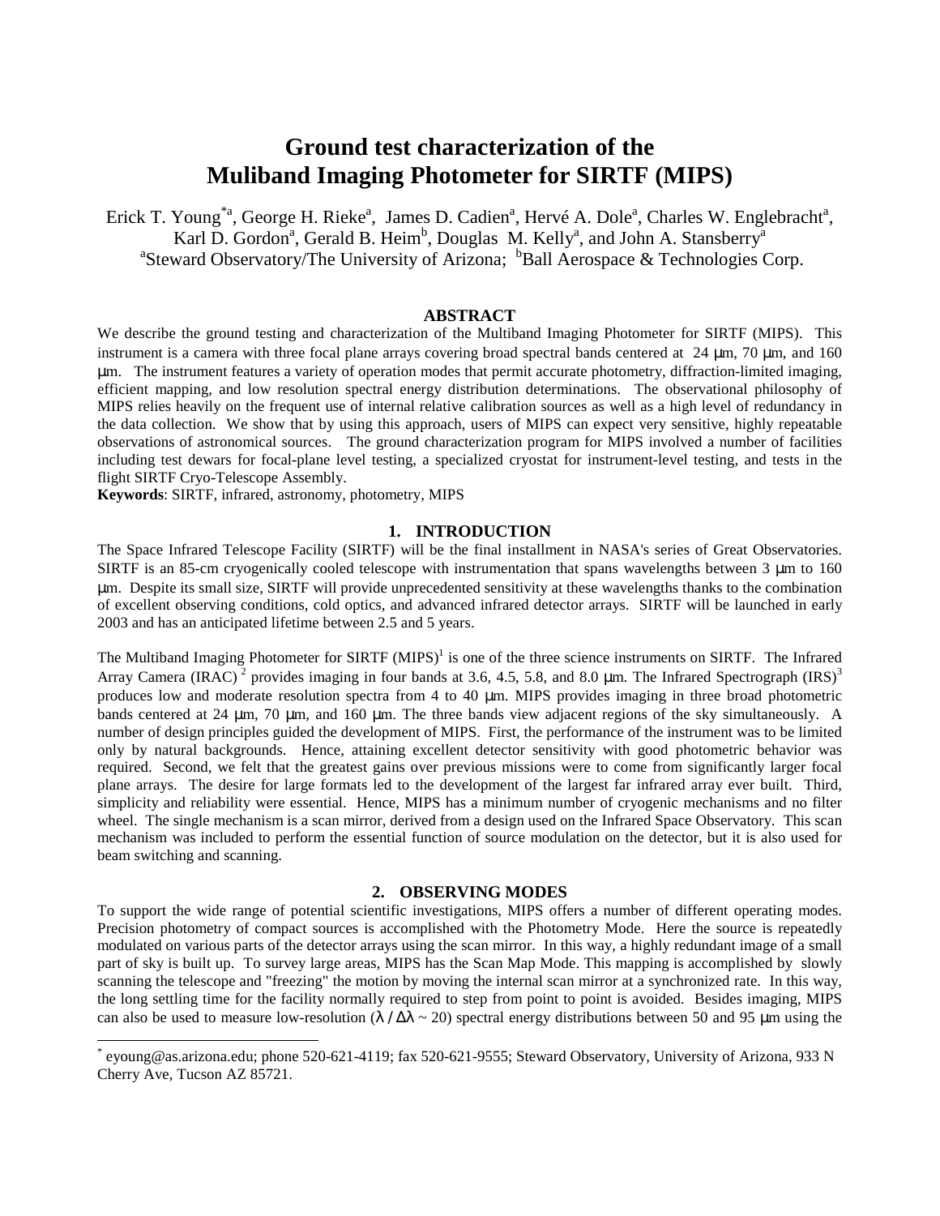# Ground test characterization of the Muliband Imaging Photometer for SIRTF (MIPS)

Erick T. Young[*a], George H. Rieke[a], James D. Cadien[a], Hervé A. Dole[a], Charles W. Englebracht[a], Karl D. Gordon[a], Gerald B. Heim[b], Douglas M. Kelly[a], and John A. Stansberry[a]

[a]Steward Observatory/The University of Arizona; [b]Ball Aerospace & Technologies Corp.

## ABSTRACT

We describe the ground testing and characterization of the Multiband Imaging Photometer for SIRTF (MIPS). This instrument is a camera with three focal plane arrays covering broad spectral bands centered at 24 μm, 70 μm, and 160 μm. The instrument features a variety of operation modes that permit accurate photometry, diffraction-limited imaging, efficient mapping, and low resolution spectral energy distribution determinations. The observational philosophy of MIPS relies heavily on the frequent use of internal relative calibration sources as well as a high level of redundancy in the data collection. We show that by using this approach, users of MIPS can expect very sensitive, highly repeatable observations of astronomical sources. The ground characterization program for MIPS involved a number of facilities including test dewars for focal-plane level testing, a specialized cryostat for instrument-level testing, and tests in the flight SIRTF Cryo-Telescope Assembly.

**Keywords**: SIRTF, infrared, astronomy, photometry, MIPS

## 1. INTRODUCTION

The Space Infrared Telescope Facility (SIRTF) will be the final installment in NASA's series of Great Observatories. SIRTF is an 85-cm cryogenically cooled telescope with instrumentation that spans wavelengths between 3 μm to 160 μm. Despite its small size, SIRTF will provide unprecedented sensitivity at these wavelengths thanks to the combination of excellent observing conditions, cold optics, and advanced infrared detector arrays. SIRTF will be launched in early 2003 and has an anticipated lifetime between 2.5 and 5 years.

The Multiband Imaging Photometer for SIRTF (MIPS)[1] is one of the three science instruments on SIRTF. The Infrared Array Camera (IRAC)[2] provides imaging in four bands at 3.6, 4.5, 5.8, and 8.0 μm. The Infrared Spectrograph (IRS)[3] produces low and moderate resolution spectra from 4 to 40 μm. MIPS provides imaging in three broad photometric bands centered at 24 μm, 70 μm, and 160 μm. The three bands view adjacent regions of the sky simultaneously. A number of design principles guided the development of MIPS. First, the performance of the instrument was to be limited only by natural backgrounds. Hence, attaining excellent detector sensitivity with good photometric behavior was required. Second, we felt that the greatest gains over previous missions were to come from significantly larger focal plane arrays. The desire for large formats led to the development of the largest far infrared array ever built. Third, simplicity and reliability were essential. Hence, MIPS has a minimum number of cryogenic mechanisms and no filter wheel. The single mechanism is a scan mirror, derived from a design used on the Infrared Space Observatory. This scan mechanism was included to perform the essential function of source modulation on the detector, but it is also used for beam switching and scanning.

## 2. OBSERVING MODES

To support the wide range of potential scientific investigations, MIPS offers a number of different operating modes. Precision photometry of compact sources is accomplished with the Photometry Mode. Here the source is repeatedly modulated on various parts of the detector arrays using the scan mirror. In this way, a highly redundant image of a small part of sky is built up. To survey large areas, MIPS has the Scan Map Mode. This mapping is accomplished by slowly scanning the telescope and "freezing" the motion by moving the internal scan mirror at a synchronized rate. In this way, the long settling time for the facility normally required to step from point to point is avoided. Besides imaging, MIPS can also be used to measure low-resolution ($\lambda / \Delta\lambda \sim 20$) spectral energy distributions between 50 and 95 μm using the

---

[*] eyoung@as.arizona.edu; phone 520-621-4119; fax 520-621-9555; Steward Observatory, University of Arizona, 933 N Cherry Ave, Tucson AZ 85721.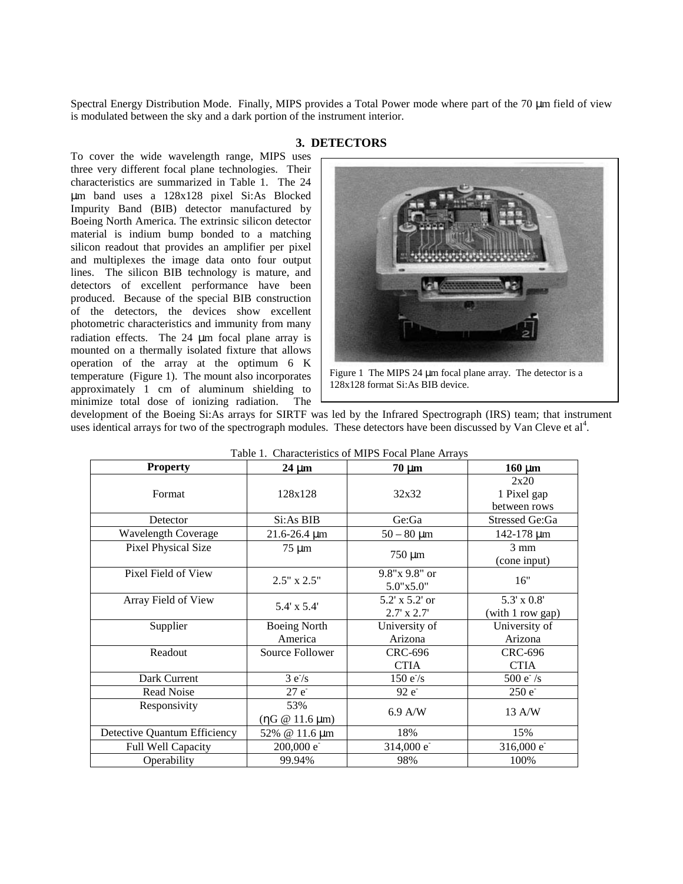Spectral Energy Distribution Mode. Finally, MIPS provides a Total Power mode where part of the 70 μm field of view is modulated between the sky and a dark portion of the instrument interior.

## 3. DETECTORS

To cover the wide wavelength range, MIPS uses three very different focal plane technologies. Their characteristics are summarized in Table 1. The 24 μm band uses a 128x128 pixel Si:As Blocked Impurity Band (BIB) detector manufactured by Boeing North America. The extrinsic silicon detector material is indium bump bonded to a matching silicon readout that provides an amplifier per pixel and multiplexes the image data onto four output lines. The silicon BIB technology is mature, and detectors of excellent performance have been produced. Because of the special BIB construction of the detectors, the devices show excellent photometric characteristics and immunity from many radiation effects. The 24 μm focal plane array is mounted on a thermally isolated fixture that allows operation of the array at the optimum 6 K temperature (Figure 1). The mount also incorporates approximately 1 cm of aluminum shielding to minimize total dose of ionizing radiation. The development of the Boeing Si:As arrays for SIRTF was led by the Infrared Spectrograph (IRS) team; that instrument uses identical arrays for two of the spectrograph modules. These detectors have been discussed by Van Cleve et al[4].

Figure 1 The MIPS 24 μm focal plane array. The detector is a 128x128 format Si:As BIB device.

Table 1. Characteristics of MIPS Focal Plane Arrays

| Property | 24 μm | 70 μm | 160 μm |
|---|---|---|---|
| Format | 128x128 | 32x32 | 2x20 1 Pixel gap between rows |
| Detector | Si:As BIB | Ge:Ga | Stressed Ge:Ga |
| Wavelength Coverage | 21.6-26.4 μm | 50 – 80 μm | 142-178 μm |
| Pixel Physical Size | 75 μm | 750 μm | 3 mm (cone input) |
| Pixel Field of View | 2.5" x 2.5" | 9.8"x 9.8" or 5.0"x5.0" | 16" |
| Array Field of View | 5.4' x 5.4' | 5.2' x 5.2' or 2.7' x 2.7' | 5.3' x 0.8' (with 1 row gap) |
| Supplier | Boeing North America | University of Arizona | University of Arizona |
| Readout | Source Follower | CRC-696 CTIA | CRC-696 CTIA |
| Dark Current | $3\ e^-/s$ | $150\ e^-/s$ | $500\ e^-/s$ |
| Read Noise | $27\ e^-$ | $92\ e^-$ | $250\ e^-$ |
| Responsivity | 53% (ηG @ 11.6 μm) | 6.9 A/W | 13 A/W |
| Detective Quantum Efficiency | 52% @ 11.6 μm | 18% | 15% |
| Full Well Capacity | $200{,}000\ e^-$ | $314{,}000\ e^-$ | $316{,}000\ e^-$ |
| Operability | 99.94% | 98% | 100% |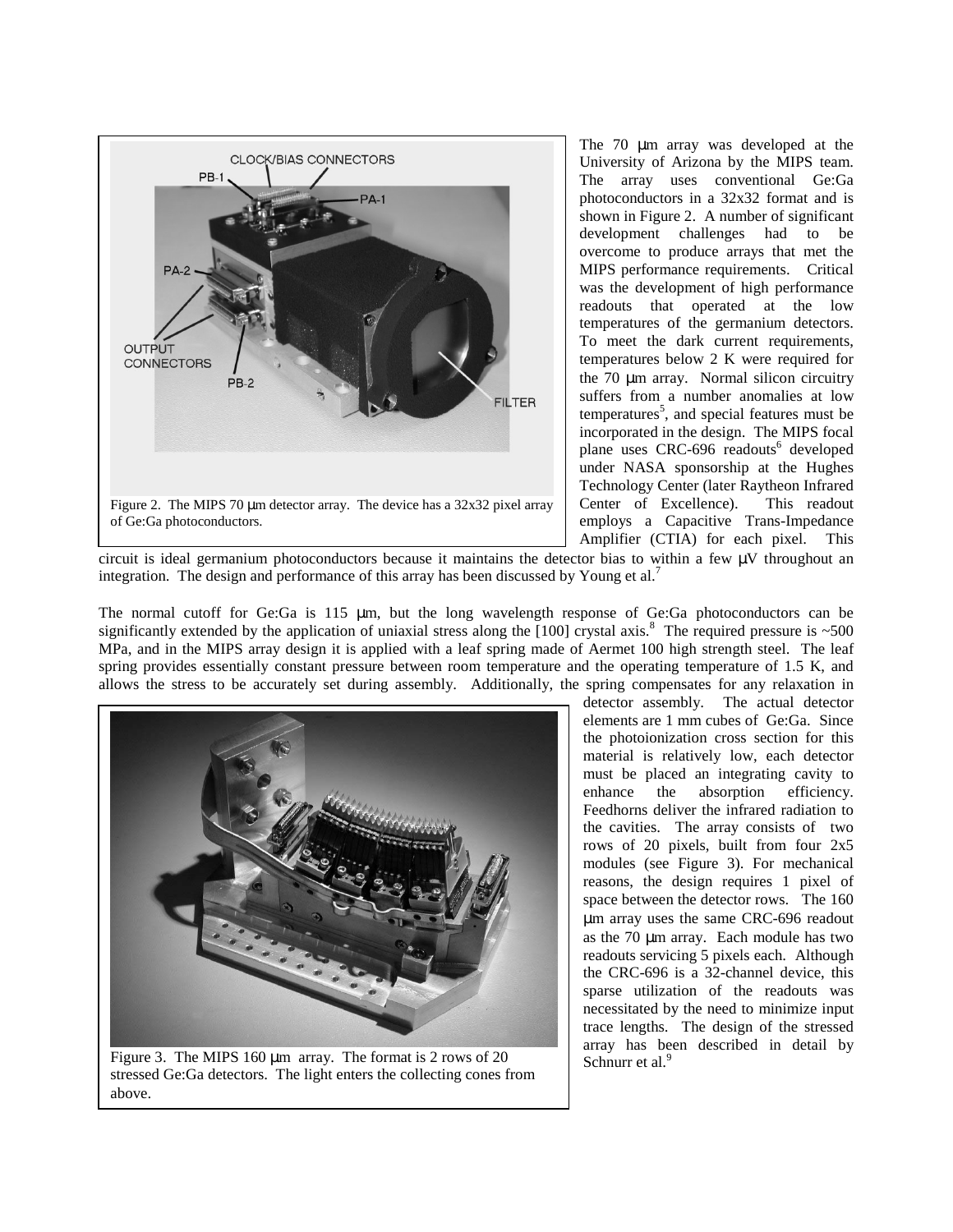Figure 2. The MIPS 70 μm detector array. The device has a 32x32 pixel array of Ge:Ga photoconductors.

The 70 μm array was developed at the University of Arizona by the MIPS team. The array uses conventional Ge:Ga photoconductors in a 32x32 format and is shown in Figure 2. A number of significant development challenges had to be overcome to produce arrays that met the MIPS performance requirements. Critical was the development of high performance readouts that operated at the low temperatures of the germanium detectors. To meet the dark current requirements, temperatures below 2 K were required for the 70 μm array. Normal silicon circuitry suffers from a number anomalies at low temperatures[5], and special features must be incorporated in the design. The MIPS focal plane uses CRC-696 readouts[6] developed under NASA sponsorship at the Hughes Technology Center (later Raytheon Infrared Center of Excellence). This readout employs a Capacitive Trans-Impedance Amplifier (CTIA) for each pixel. This circuit is ideal germanium photoconductors because it maintains the detector bias to within a few μV throughout an integration. The design and performance of this array has been discussed by Young et al.[7]

The normal cutoff for Ge:Ga is 115 μm, but the long wavelength response of Ge:Ga photoconductors can be significantly extended by the application of uniaxial stress along the [100] crystal axis.[8] The required pressure is ~500 MPa, and in the MIPS array design it is applied with a leaf spring made of Aermet 100 high strength steel. The leaf spring provides essentially constant pressure between room temperature and the operating temperature of 1.5 K, and allows the stress to be accurately set during assembly. Additionally, the spring compensates for any relaxation in detector assembly. The actual detector elements are 1 mm cubes of Ge:Ga. Since the photoionization cross section for this material is relatively low, each detector must be placed an integrating cavity to enhance the absorption efficiency. Feedhorns deliver the infrared radiation to the cavities. The array consists of two rows of 20 pixels, built from four 2x5 modules (see Figure 3). For mechanical reasons, the design requires 1 pixel of space between the detector rows. The 160 μm array uses the same CRC-696 readout as the 70 μm array. Each module has two readouts servicing 5 pixels each. Although the CRC-696 is a 32-channel device, this sparse utilization of the readouts was necessitated by the need to minimize input trace lengths. The design of the stressed array has been described in detail by Schnurr et al.[9]

Figure 3. The MIPS 160 μm array. The format is 2 rows of 20 stressed Ge:Ga detectors. The light enters the collecting cones from above.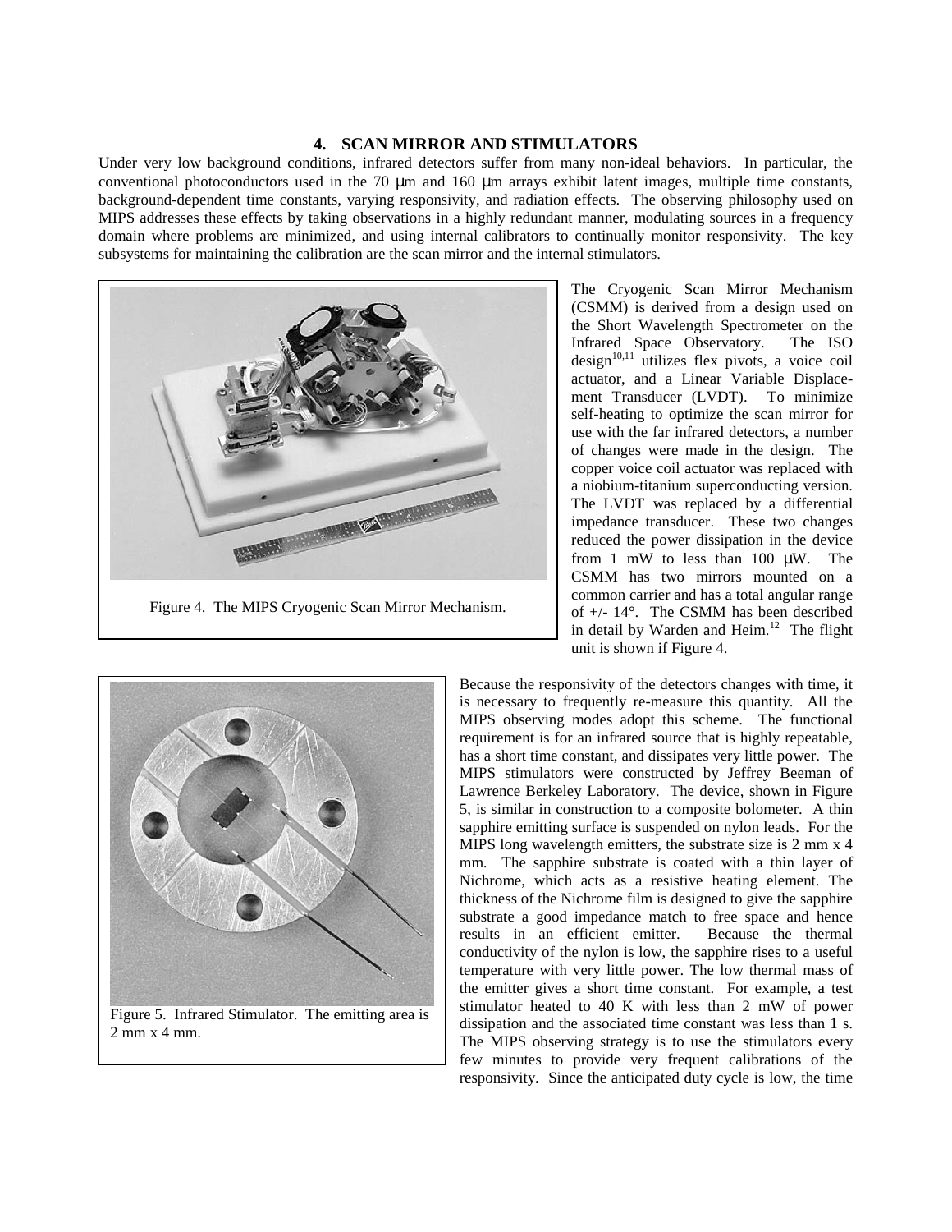## 4. SCAN MIRROR AND STIMULATORS

Under very low background conditions, infrared detectors suffer from many non-ideal behaviors. In particular, the conventional photoconductors used in the 70 μm and 160 μm arrays exhibit latent images, multiple time constants, background-dependent time constants, varying responsivity, and radiation effects. The observing philosophy used on MIPS addresses these effects by taking observations in a highly redundant manner, modulating sources in a frequency domain where problems are minimized, and using internal calibrators to continually monitor responsivity. The key subsystems for maintaining the calibration are the scan mirror and the internal stimulators.

Figure 4. The MIPS Cryogenic Scan Mirror Mechanism.

The Cryogenic Scan Mirror Mechanism (CSMM) is derived from a design used on the Short Wavelength Spectrometer on the Infrared Space Observatory. The ISO design[10,11] utilizes flex pivots, a voice coil actuator, and a Linear Variable Displacement Transducer (LVDT). To minimize self-heating to optimize the scan mirror for use with the far infrared detectors, a number of changes were made in the design. The copper voice coil actuator was replaced with a niobium-titanium superconducting version. The LVDT was replaced by a differential impedance transducer. These two changes reduced the power dissipation in the device from 1 mW to less than 100 μW. The CSMM has two mirrors mounted on a common carrier and has a total angular range of +/- 14°. The CSMM has been described in detail by Warden and Heim.[12] The flight unit is shown if Figure 4.

Figure 5. Infrared Stimulator. The emitting area is 2 mm x 4 mm.

Because the responsivity of the detectors changes with time, it is necessary to frequently re-measure this quantity. All the MIPS observing modes adopt this scheme. The functional requirement is for an infrared source that is highly repeatable, has a short time constant, and dissipates very little power. The MIPS stimulators were constructed by Jeffrey Beeman of Lawrence Berkeley Laboratory. The device, shown in Figure 5, is similar in construction to a composite bolometer. A thin sapphire emitting surface is suspended on nylon leads. For the MIPS long wavelength emitters, the substrate size is 2 mm x 4 mm. The sapphire substrate is coated with a thin layer of Nichrome, which acts as a resistive heating element. The thickness of the Nichrome film is designed to give the sapphire substrate a good impedance match to free space and hence results in an efficient emitter. Because the thermal conductivity of the nylon is low, the sapphire rises to a useful temperature with very little power. The low thermal mass of the emitter gives a short time constant. For example, a test stimulator heated to 40 K with less than 2 mW of power dissipation and the associated time constant was less than 1 s. The MIPS observing strategy is to use the stimulators every few minutes to provide very frequent calibrations of the responsivity. Since the anticipated duty cycle is low, the time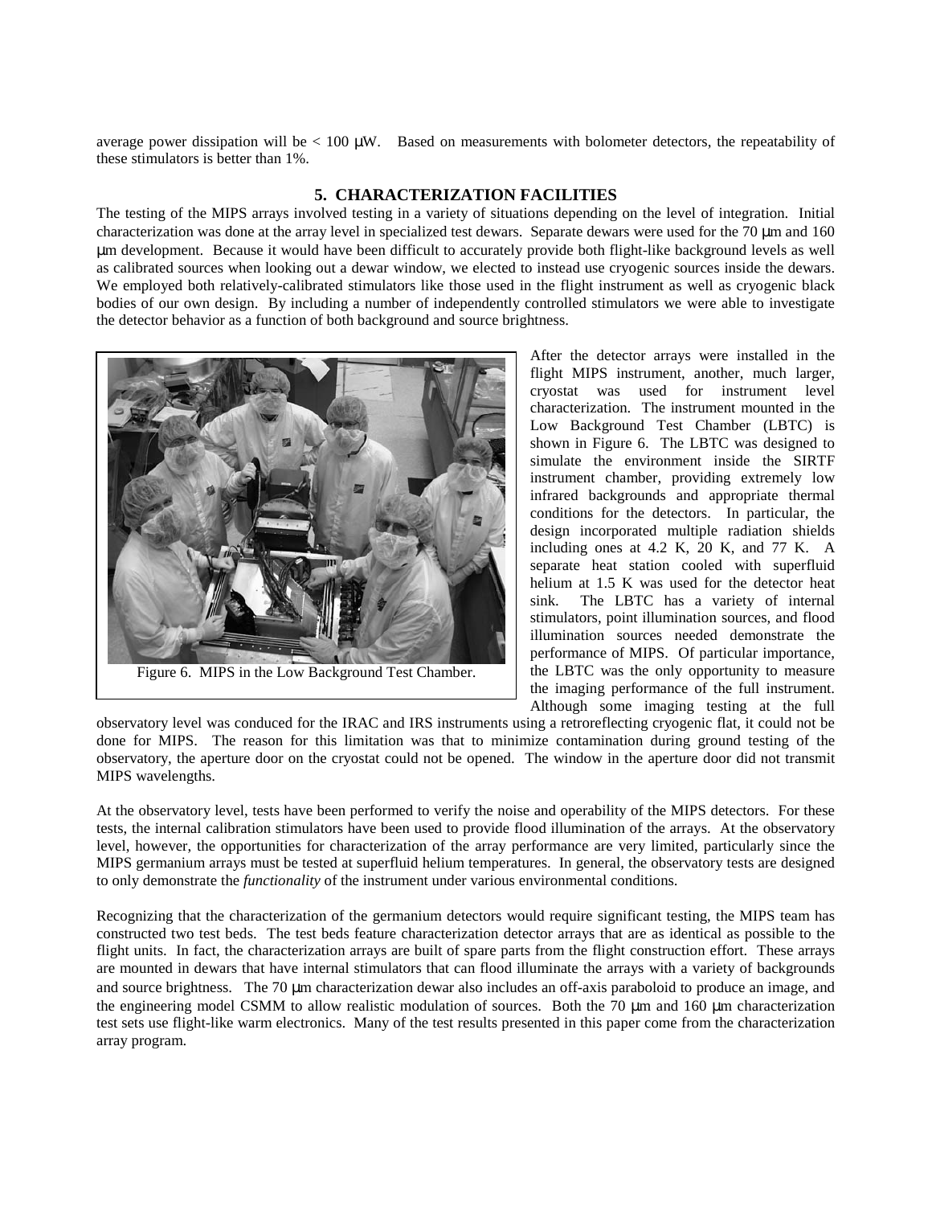average power dissipation will be < 100 μW. Based on measurements with bolometer detectors, the repeatability of these stimulators is better than 1%.

## 5. CHARACTERIZATION FACILITIES

The testing of the MIPS arrays involved testing in a variety of situations depending on the level of integration. Initial characterization was done at the array level in specialized test dewars. Separate dewars were used for the 70 μm and 160 μm development. Because it would have been difficult to accurately provide both flight-like background levels as well as calibrated sources when looking out a dewar window, we elected to instead use cryogenic sources inside the dewars. We employed both relatively-calibrated stimulators like those used in the flight instrument as well as cryogenic black bodies of our own design. By including a number of independently controlled stimulators we were able to investigate the detector behavior as a function of both background and source brightness.

Figure 6. MIPS in the Low Background Test Chamber.

After the detector arrays were installed in the flight MIPS instrument, another, much larger, cryostat was used for instrument level characterization. The instrument mounted in the Low Background Test Chamber (LBTC) is shown in Figure 6. The LBTC was designed to simulate the environment inside the SIRTF instrument chamber, providing extremely low infrared backgrounds and appropriate thermal conditions for the detectors. In particular, the design incorporated multiple radiation shields including ones at 4.2 K, 20 K, and 77 K. A separate heat station cooled with superfluid helium at 1.5 K was used for the detector heat sink. The LBTC has a variety of internal stimulators, point illumination sources, and flood illumination sources needed demonstrate the performance of MIPS. Of particular importance, the LBTC was the only opportunity to measure the imaging performance of the full instrument. Although some imaging testing at the full observatory level was conduced for the IRAC and IRS instruments using a retroreflecting cryogenic flat, it could not be done for MIPS. The reason for this limitation was that to minimize contamination during ground testing of the observatory, the aperture door on the cryostat could not be opened. The window in the aperture door did not transmit MIPS wavelengths.

At the observatory level, tests have been performed to verify the noise and operability of the MIPS detectors. For these tests, the internal calibration stimulators have been used to provide flood illumination of the arrays. At the observatory level, however, the opportunities for characterization of the array performance are very limited, particularly since the MIPS germanium arrays must be tested at superfluid helium temperatures. In general, the observatory tests are designed to only demonstrate the *functionality* of the instrument under various environmental conditions.

Recognizing that the characterization of the germanium detectors would require significant testing, the MIPS team has constructed two test beds. The test beds feature characterization detector arrays that are as identical as possible to the flight units. In fact, the characterization arrays are built of spare parts from the flight construction effort. These arrays are mounted in dewars that have internal stimulators that can flood illuminate the arrays with a variety of backgrounds and source brightness. The 70 μm characterization dewar also includes an off-axis paraboloid to produce an image, and the engineering model CSMM to allow realistic modulation of sources. Both the 70 μm and 160 μm characterization test sets use flight-like warm electronics. Many of the test results presented in this paper come from the characterization array program.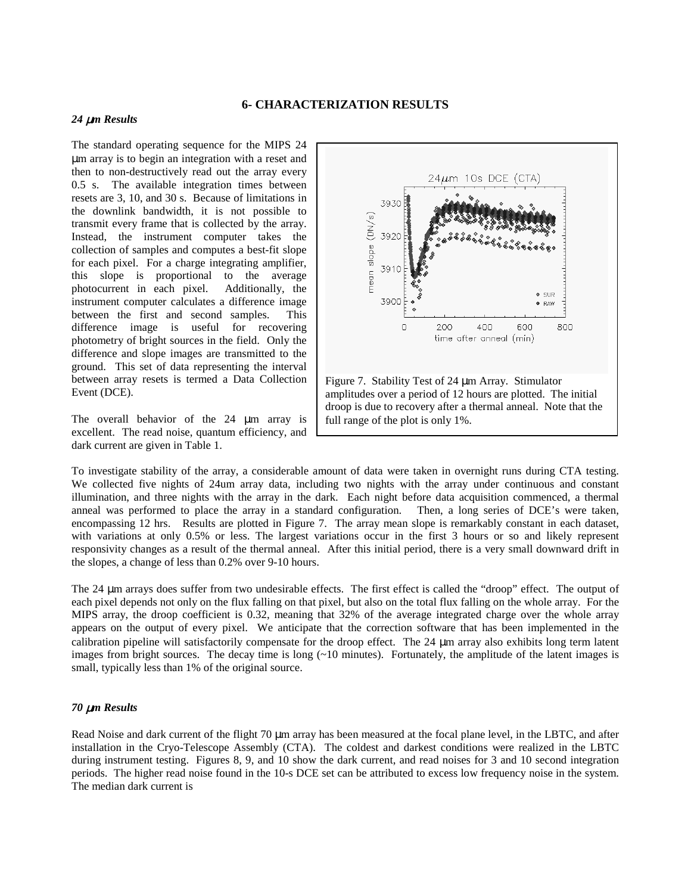## 6- CHARACTERIZATION RESULTS

### *24 μm Results*

The standard operating sequence for the MIPS 24 μm array is to begin an integration with a reset and then to non-destructively read out the array every 0.5 s. The available integration times between resets are 3, 10, and 30 s. Because of limitations in the downlink bandwidth, it is not possible to transmit every frame that is collected by the array. Instead, the instrument computer takes the collection of samples and computes a best-fit slope for each pixel. For a charge integrating amplifier, this slope is proportional to the average photocurrent in each pixel. Additionally, the instrument computer calculates a difference image between the first and second samples. This difference image is useful for recovering photometry of bright sources in the field. Only the difference and slope images are transmitted to the ground. This set of data representing the interval between array resets is termed a Data Collection Event (DCE).

Figure 7. Stability Test of 24 μm Array. Stimulator amplitudes over a period of 12 hours are plotted. The initial droop is due to recovery after a thermal anneal. Note that the full range of the plot is only 1%.

The overall behavior of the 24 μm array is excellent. The read noise, quantum efficiency, and dark current are given in Table 1.

To investigate stability of the array, a considerable amount of data were taken in overnight runs during CTA testing. We collected five nights of 24um array data, including two nights with the array under continuous and constant illumination, and three nights with the array in the dark. Each night before data acquisition commenced, a thermal anneal was performed to place the array in a standard configuration. Then, a long series of DCE's were taken, encompassing 12 hrs. Results are plotted in Figure 7. The array mean slope is remarkably constant in each dataset, with variations at only 0.5% or less. The largest variations occur in the first 3 hours or so and likely represent responsivity changes as a result of the thermal anneal. After this initial period, there is a very small downward drift in the slopes, a change of less than 0.2% over 9-10 hours.

The 24 μm arrays does suffer from two undesirable effects. The first effect is called the "droop" effect. The output of each pixel depends not only on the flux falling on that pixel, but also on the total flux falling on the whole array. For the MIPS array, the droop coefficient is 0.32, meaning that 32% of the average integrated charge over the whole array appears on the output of every pixel. We anticipate that the correction software that has been implemented in the calibration pipeline will satisfactorily compensate for the droop effect. The 24 μm array also exhibits long term latent images from bright sources. The decay time is long (~10 minutes). Fortunately, the amplitude of the latent images is small, typically less than 1% of the original source.

### *70 μm Results*

Read Noise and dark current of the flight 70 μm array has been measured at the focal plane level, in the LBTC, and after installation in the Cryo-Telescope Assembly (CTA). The coldest and darkest conditions were realized in the LBTC during instrument testing. Figures 8, 9, and 10 show the dark current, and read noises for 3 and 10 second integration periods. The higher read noise found in the 10-s DCE set can be attributed to excess low frequency noise in the system. The median dark current is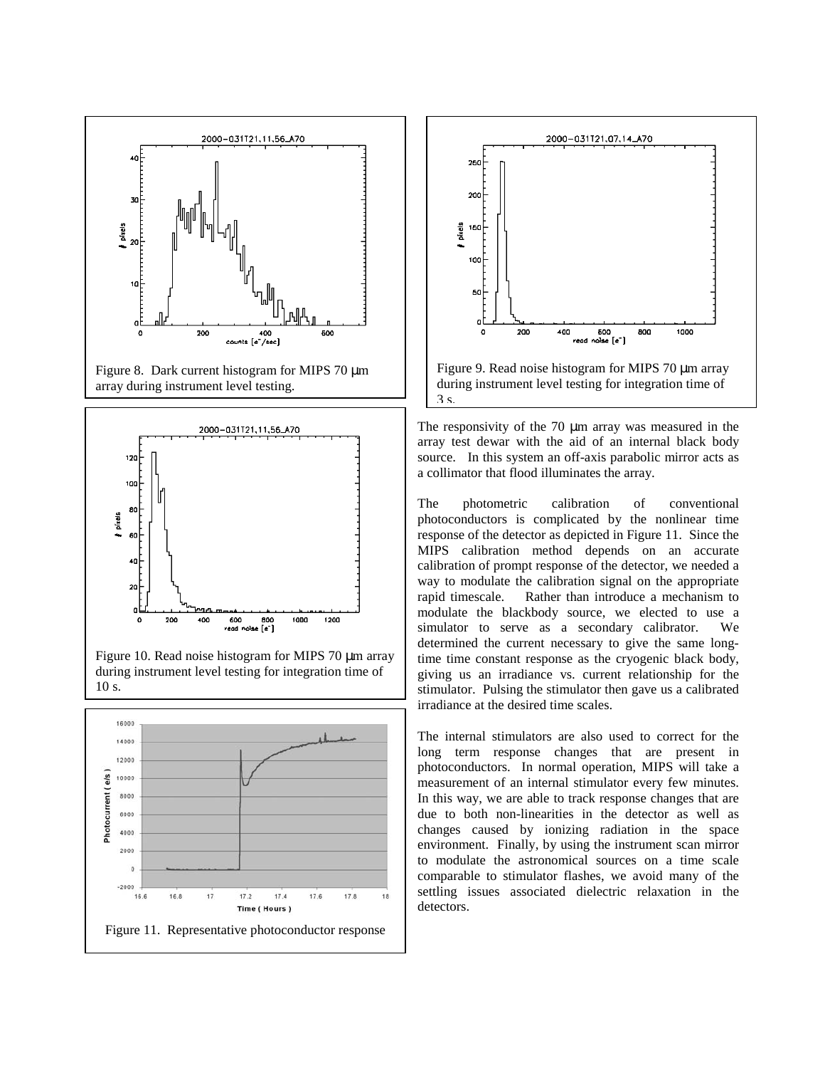Figure 8. Dark current histogram for MIPS 70 μm array during instrument level testing.

Figure 10. Read noise histogram for MIPS 70 μm array during instrument level testing for integration time of 10 s.

Figure 11. Representative photoconductor response

Figure 9. Read noise histogram for MIPS 70 μm array during instrument level testing for integration time of 3 s.

The responsivity of the 70 μm array was measured in the array test dewar with the aid of an internal black body source. In this system an off-axis parabolic mirror acts as a collimator that flood illuminates the array.

The photometric calibration of conventional photoconductors is complicated by the nonlinear time response of the detector as depicted in Figure 11. Since the MIPS calibration method depends on an accurate calibration of prompt response of the detector, we needed a way to modulate the calibration signal on the appropriate rapid timescale. Rather than introduce a mechanism to modulate the blackbody source, we elected to use a simulator to serve as a secondary calibrator. We determined the current necessary to give the same long-time time constant response as the cryogenic black body, giving us an irradiance vs. current relationship for the stimulator. Pulsing the stimulator then gave us a calibrated irradiance at the desired time scales.

The internal stimulators are also used to correct for the long term response changes that are present in photoconductors. In normal operation, MIPS will take a measurement of an internal stimulator every few minutes. In this way, we are able to track response changes that are due to both non-linearities in the detector as well as changes caused by ionizing radiation in the space environment. Finally, by using the instrument scan mirror to modulate the astronomical sources on a time scale comparable to stimulator flashes, we avoid many of the settling issues associated dielectric relaxation in the detectors.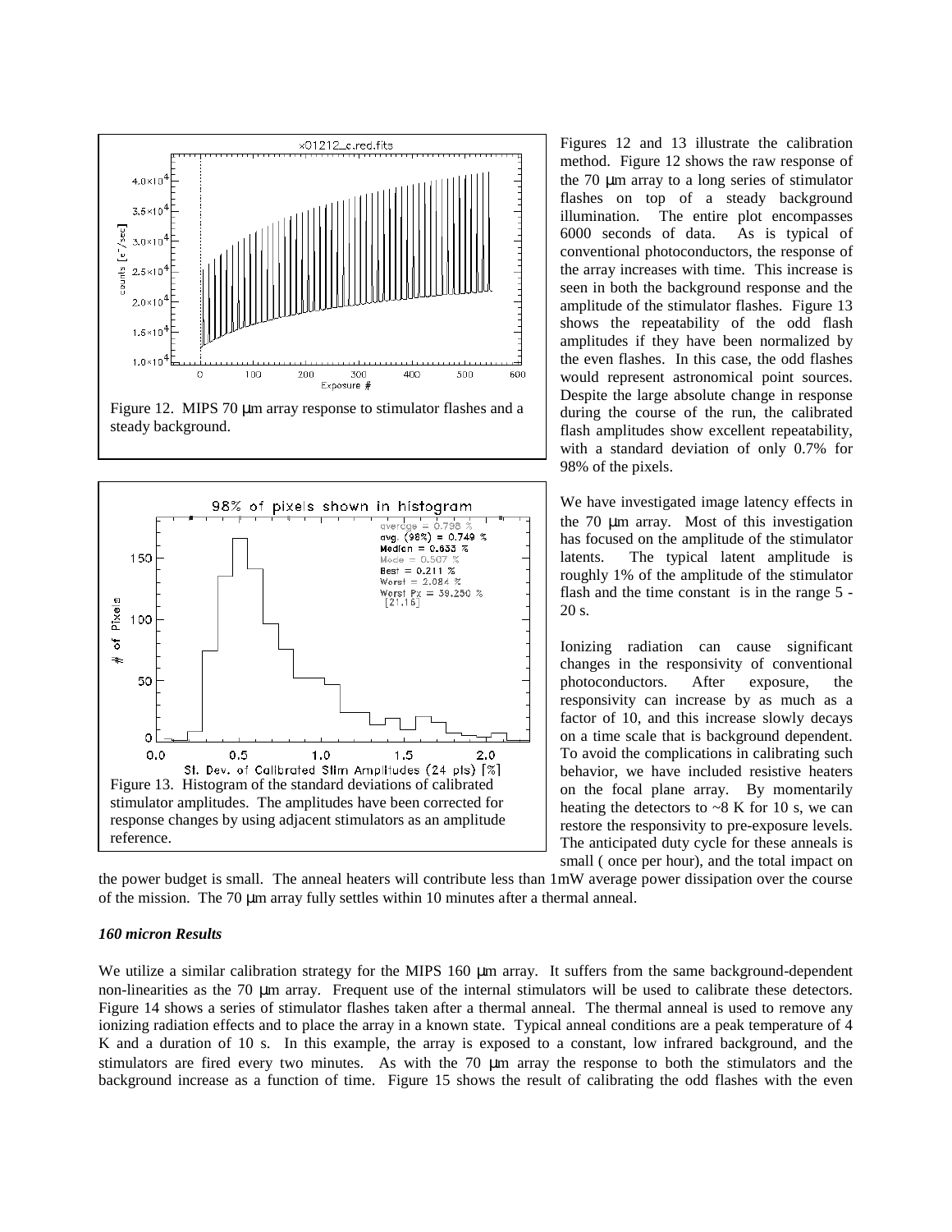Figure 12. MIPS 70 μm array response to stimulator flashes and a steady background.

Figure 13. Histogram of the standard deviations of calibrated stimulator amplitudes. The amplitudes have been corrected for response changes by using adjacent stimulators as an amplitude reference.

Figures 12 and 13 illustrate the calibration method. Figure 12 shows the raw response of the 70 μm array to a long series of stimulator flashes on top of a steady background illumination. The entire plot encompasses 6000 seconds of data. As is typical of conventional photoconductors, the response of the array increases with time. This increase is seen in both the background response and the amplitude of the stimulator flashes. Figure 13 shows the repeatability of the odd flash amplitudes if they have been normalized by the even flashes. In this case, the odd flashes would represent astronomical point sources. Despite the large absolute change in response during the course of the run, the calibrated flash amplitudes show excellent repeatability, with a standard deviation of only 0.7% for 98% of the pixels.

We have investigated image latency effects in the 70 μm array. Most of this investigation has focused on the amplitude of the stimulator latents. The typical latent amplitude is roughly 1% of the amplitude of the stimulator flash and the time constant is in the range 5 - 20 s.

Ionizing radiation can cause significant changes in the responsivity of conventional photoconductors. After exposure, the responsivity can increase by as much as a factor of 10, and this increase slowly decays on a time scale that is background dependent. To avoid the complications in calibrating such behavior, we have included resistive heaters on the focal plane array. By momentarily heating the detectors to ~8 K for 10 s, we can restore the responsivity to pre-exposure levels. The anticipated duty cycle for these anneals is small ( once per hour), and the total impact on the power budget is small. The anneal heaters will contribute less than 1mW average power dissipation over the course of the mission. The 70 μm array fully settles within 10 minutes after a thermal anneal.

***160 micron Results***

We utilize a similar calibration strategy for the MIPS 160 μm array. It suffers from the same background-dependent non-linearities as the 70 μm array. Frequent use of the internal stimulators will be used to calibrate these detectors. Figure 14 shows a series of stimulator flashes taken after a thermal anneal. The thermal anneal is used to remove any ionizing radiation effects and to place the array in a known state. Typical anneal conditions are a peak temperature of 4 K and a duration of 10 s. In this example, the array is exposed to a constant, low infrared background, and the stimulators are fired every two minutes. As with the 70 μm array the response to both the stimulators and the background increase as a function of time. Figure 15 shows the result of calibrating the odd flashes with the even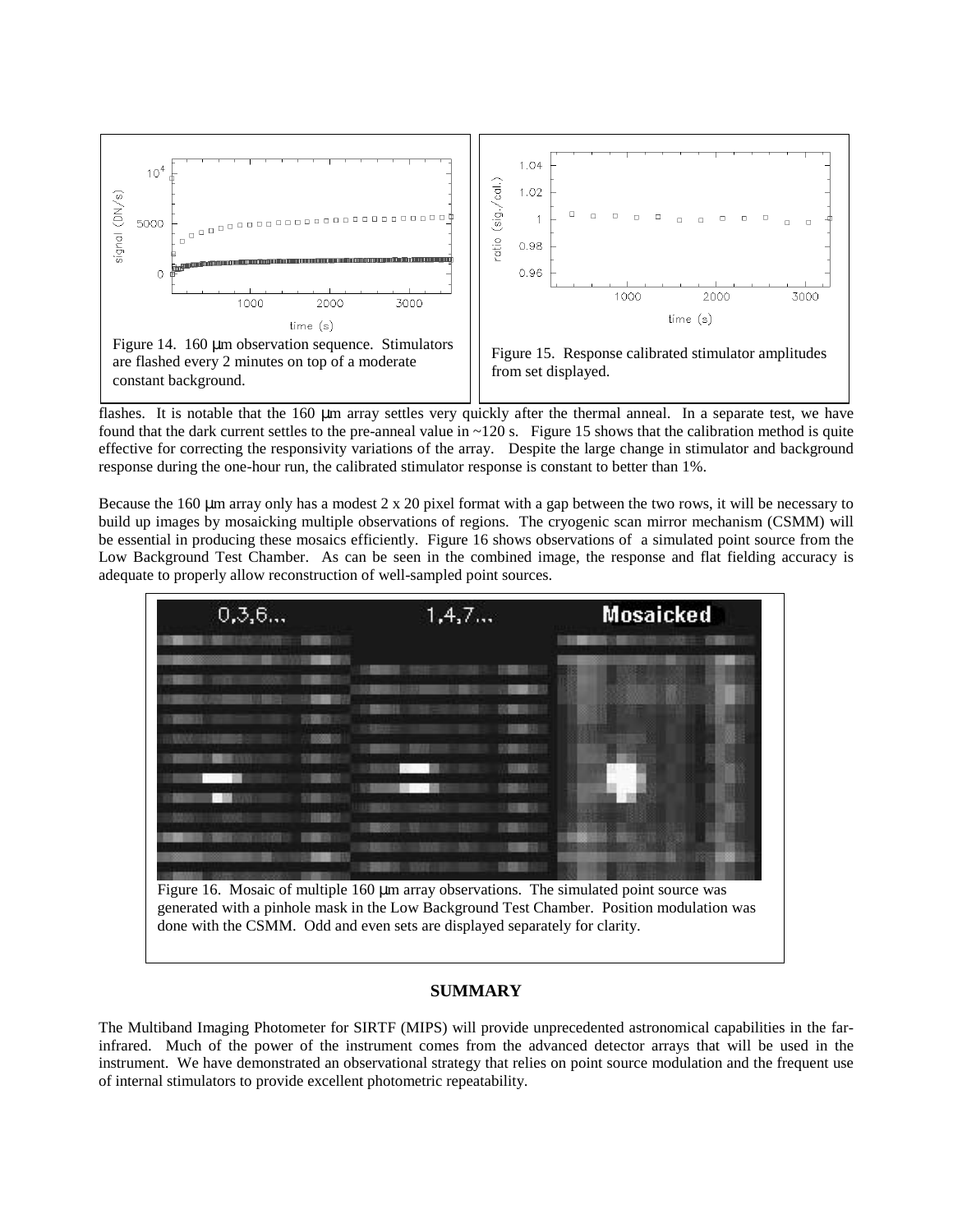Figure 14. 160 μm observation sequence. Stimulators are flashed every 2 minutes on top of a moderate constant background.

Figure 15. Response calibrated stimulator amplitudes from set displayed.

flashes. It is notable that the 160 μm array settles very quickly after the thermal anneal. In a separate test, we have found that the dark current settles to the pre-anneal value in ~120 s. Figure 15 shows that the calibration method is quite effective for correcting the responsivity variations of the array. Despite the large change in stimulator and background response during the one-hour run, the calibrated stimulator response is constant to better than 1%.

Because the 160 μm array only has a modest 2 x 20 pixel format with a gap between the two rows, it will be necessary to build up images by mosaicking multiple observations of regions. The cryogenic scan mirror mechanism (CSMM) will be essential in producing these mosaics efficiently. Figure 16 shows observations of a simulated point source from the Low Background Test Chamber. As can be seen in the combined image, the response and flat fielding accuracy is adequate to properly allow reconstruction of well-sampled point sources.

Figure 16. Mosaic of multiple 160 μm array observations. The simulated point source was generated with a pinhole mask in the Low Background Test Chamber. Position modulation was done with the CSMM. Odd and even sets are displayed separately for clarity.

## SUMMARY

The Multiband Imaging Photometer for SIRTF (MIPS) will provide unprecedented astronomical capabilities in the far-infrared. Much of the power of the instrument comes from the advanced detector arrays that will be used in the instrument. We have demonstrated an observational strategy that relies on point source modulation and the frequent use of internal stimulators to provide excellent photometric repeatability.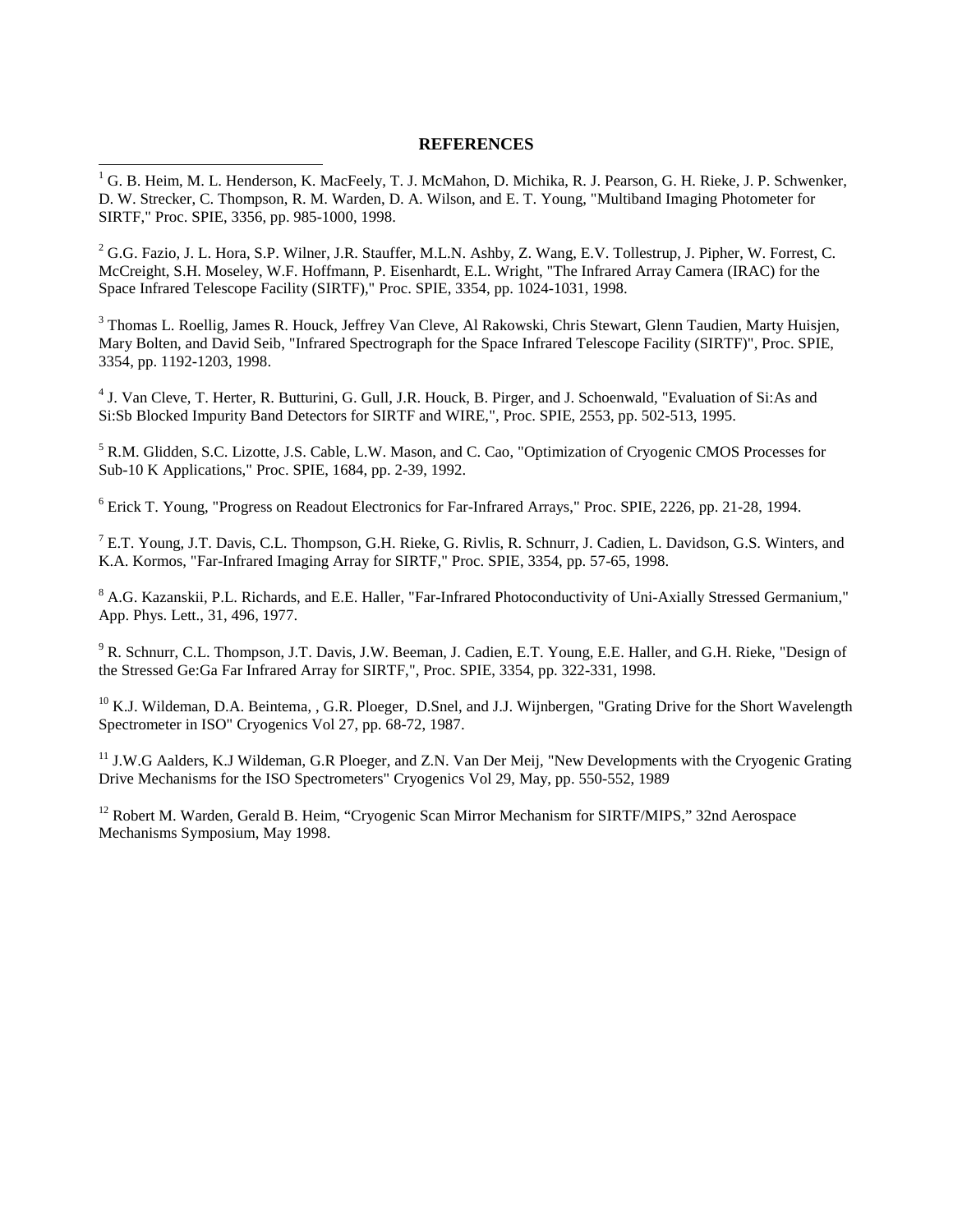## REFERENCES

[1] G. B. Heim, M. L. Henderson, K. MacFeely, T. J. McMahon, D. Michika, R. J. Pearson, G. H. Rieke, J. P. Schwenker, D. W. Strecker, C. Thompson, R. M. Warden, D. A. Wilson, and E. T. Young, "Multiband Imaging Photometer for SIRTF," Proc. SPIE, 3356, pp. 985-1000, 1998.

[2] G.G. Fazio, J. L. Hora, S.P. Wilner, J.R. Stauffer, M.L.N. Ashby, Z. Wang, E.V. Tollestrup, J. Pipher, W. Forrest, C. McCreight, S.H. Moseley, W.F. Hoffmann, P. Eisenhardt, E.L. Wright, "The Infrared Array Camera (IRAC) for the Space Infrared Telescope Facility (SIRTF)," Proc. SPIE, 3354, pp. 1024-1031, 1998.

[3] Thomas L. Roellig, James R. Houck, Jeffrey Van Cleve, Al Rakowski, Chris Stewart, Glenn Taudien, Marty Huisjen, Mary Bolten, and David Seib, "Infrared Spectrograph for the Space Infrared Telescope Facility (SIRTF)", Proc. SPIE, 3354, pp. 1192-1203, 1998.

[4] J. Van Cleve, T. Herter, R. Butturini, G. Gull, J.R. Houck, B. Pirger, and J. Schoenwald, "Evaluation of Si:As and Si:Sb Blocked Impurity Band Detectors for SIRTF and WIRE,", Proc. SPIE, 2553, pp. 502-513, 1995.

[5] R.M. Glidden, S.C. Lizotte, J.S. Cable, L.W. Mason, and C. Cao, "Optimization of Cryogenic CMOS Processes for Sub-10 K Applications," Proc. SPIE, 1684, pp. 2-39, 1992.

[6] Erick T. Young, "Progress on Readout Electronics for Far-Infrared Arrays," Proc. SPIE, 2226, pp. 21-28, 1994.

[7] E.T. Young, J.T. Davis, C.L. Thompson, G.H. Rieke, G. Rivlis, R. Schnurr, J. Cadien, L. Davidson, G.S. Winters, and K.A. Kormos, "Far-Infrared Imaging Array for SIRTF," Proc. SPIE, 3354, pp. 57-65, 1998.

[8] A.G. Kazanskii, P.L. Richards, and E.E. Haller, "Far-Infrared Photoconductivity of Uni-Axially Stressed Germanium," App. Phys. Lett., 31, 496, 1977.

[9] R. Schnurr, C.L. Thompson, J.T. Davis, J.W. Beeman, J. Cadien, E.T. Young, E.E. Haller, and G.H. Rieke, "Design of the Stressed Ge:Ga Far Infrared Array for SIRTF,", Proc. SPIE, 3354, pp. 322-331, 1998.

[10] K.J. Wildeman, D.A. Beintema, , G.R. Ploeger, D.Snel, and J.J. Wijnbergen, "Grating Drive for the Short Wavelength Spectrometer in ISO" Cryogenics Vol 27, pp. 68-72, 1987.

[11] J.W.G Aalders, K.J Wildeman, G.R Ploeger, and Z.N. Van Der Meij, "New Developments with the Cryogenic Grating Drive Mechanisms for the ISO Spectrometers" Cryogenics Vol 29, May, pp. 550-552, 1989

[12] Robert M. Warden, Gerald B. Heim, "Cryogenic Scan Mirror Mechanism for SIRTF/MIPS," 32nd Aerospace Mechanisms Symposium, May 1998.